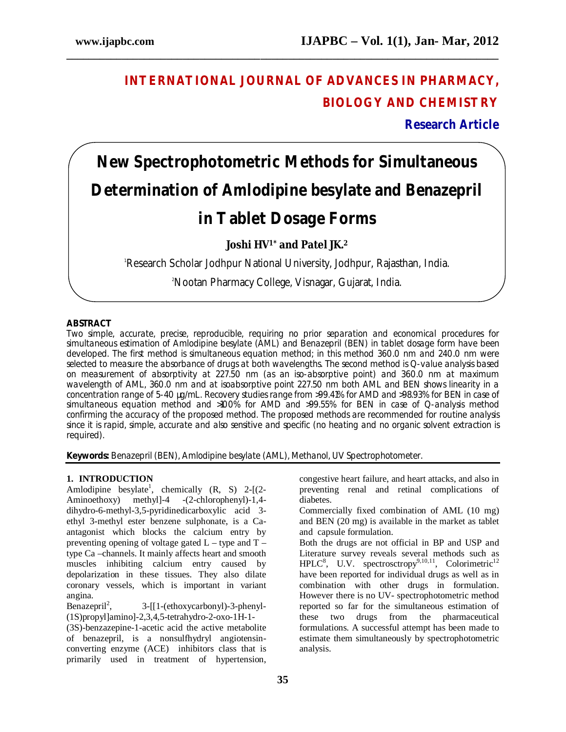# INTERNATIONAL JOURNAL OF ADVANCES IN PHARMACY, BIOLOGY AND CHEMISTRY

**Research Article**

# New Spectrophotometric Methods for Simultaneous Determination of Amlodipine besylate and Benazepril in Tablet Dosage Forms

**Joshi HV[1*] and Patel JK.[2]**

[1]Research Scholar Jodhpur National University, Jodhpur, Rajasthan, India.

[2]Nootan Pharmacy College, Visnagar, Gujarat, India.

## ABSTRACT

Two simple, accurate, precise, reproducible, requiring no prior separation and economical procedures for simultaneous estimation of Amlodipine besylate (AML) and Benazepril (BEN) in tablet dosage form have been developed. The first method is simultaneous equation method; in this method 360.0 nm and 240.0 nm were selected to measure the absorbance of drugs at both wavelengths. The second method is Q-value analysis based on measurement of absorptivity at 227.50 nm (as an iso-absorptive point) and 360.0 nm at maximum wavelength of AML, 360.0 nm and at isoabsorptive point 227.50 nm both AML and BEN shows linearity in a concentration range of 5-40 µg/mL. Recovery studies range from >99.41% for AMD and >98.93% for BEN in case of simultaneous equation method and >100% for AMD and >99.55% for BEN in case of Q-analysis method confirming the accuracy of the proposed method. The proposed methods are recommended for routine analysis since it is rapid, simple, accurate and also sensitive and specific (no heating and no organic solvent extraction is required).

**Keywords:** Benazepril (BEN), Amlodipine besylate (AML), Methanol, UV Spectrophotometer.

## 1. INTRODUCTION

Amlodipine besylate[1], chemically (R, S) 2-[(2-Aminoethoxy) methyl]-4 -(2-chlorophenyl)-1,4-dihydro-6-methyl-3,5-pyridinedicarboxylic acid 3-ethyl 3-methyl ester benzene sulphonate, is a Ca-antagonist which blocks the calcium entry by preventing opening of voltage gated L – type and T – type Ca –channels. It mainly affects heart and smooth muscles inhibiting calcium entry caused by depolarization in these tissues. They also dilate coronary vessels, which is important in variant angina.

Benazepril[2], 3-[[1-(ethoxycarbonyl)-3-phenyl-(1S)propyl]amino]-2,3,4,5-tetrahydro-2-oxo-1H-1-(3S)-benzazepine-1-acetic acid the active metabolite of benazepril, is a nonsulfhydryl angiotensin-converting enzyme (ACE) inhibitors class that is primarily used in treatment of hypertension, congestive heart failure, and heart attacks, and also in preventing renal and retinal complications of diabetes.

Commercially fixed combination of AML (10 mg) and BEN (20 mg) is available in the market as tablet and capsule formulation.

Both the drugs are not official in BP and USP and Literature survey reveals several methods such as HPLC[8], U.V. spectrosctropy[9,10,11], Colorimetric[12] have been reported for individual drugs as well as in combination with other drugs in formulation. However there is no UV- spectrophotometric method reported so far for the simultaneous estimation of these two drugs from the pharmaceutical formulations. A successful attempt has been made to estimate them simultaneously by spectrophotometric analysis.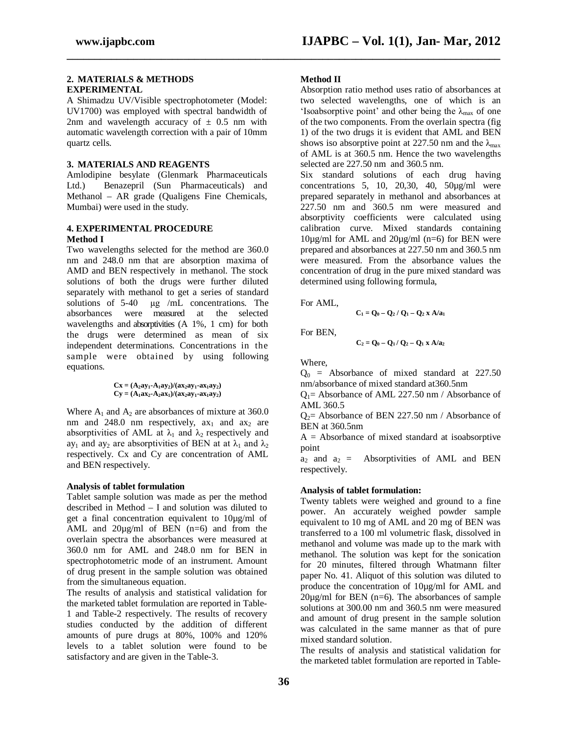## 2. MATERIALS & METHODS

### EXPERIMENTAL

A Shimadzu UV/Visible spectrophotometer (Model: UV1700) was employed with spectral bandwidth of 2nm and wavelength accuracy of ± 0.5 nm with automatic wavelength correction with a pair of 10mm quartz cells.

## 3. MATERIALS AND REAGENTS

Amlodipine besylate (Glenmark Pharmaceuticals Ltd.) Benazepril (Sun Pharmaceuticals) and Methanol – AR grade (Qualigens Fine Chemicals, Mumbai) were used in the study.

## 4. EXPERIMENTAL PROCEDURE

### Method I

Two wavelengths selected for the method are 360.0 nm and 248.0 nm that are absorption maxima of AMD and BEN respectively in methanol. The stock solutions of both the drugs were further diluted separately with methanol to get a series of standard solutions of 5-40 µg /mL concentrations. The absorbances were measured at the selected wavelengths and absorptivities (A 1%, 1 cm) for both the drugs were determined as mean of six independent determinations. Concentrations in the sample were obtained by using following equations.

$$Cx = (A_2ay_1 - A_1ay_2)/(ax_2ay_1 - ax_1ay_2)$$
$$Cy = (A_1ax_2 - A_2ax_1)/(ax_2ay_1 - ax_1ay_2)$$

Where $A_1$ and $A_2$ are absorbances of mixture at 360.0 nm and 248.0 nm respectively, $ax_1$ and $ax_2$ are absorptivities of AML at $\lambda_1$ and $\lambda_2$ respectively and $ay_1$ and $ay_2$ are absorptivities of BEN at at $\lambda_1$ and $\lambda_2$ respectively. Cx and Cy are concentration of AML and BEN respectively.

**Analysis of tablet formulation**

Tablet sample solution was made as per the method described in Method – I and solution was diluted to get a final concentration equivalent to 10µg/ml of AML and 20µg/ml of BEN (n=6) and from the overlain spectra the absorbances were measured at 360.0 nm for AML and 248.0 nm for BEN in spectrophotometric mode of an instrument. Amount of drug present in the sample solution was obtained from the simultaneous equation.

The results of analysis and statistical validation for the marketed tablet formulation are reported in Table-1 and Table-2 respectively. The results of recovery studies conducted by the addition of different amounts of pure drugs at 80%, 100% and 120% levels to a tablet solution were found to be satisfactory and are given in the Table-3.

### Method II

Absorption ratio method uses ratio of absorbances at two selected wavelengths, one of which is an 'Isoabsorptive point' and other being the $\lambda_{max}$ of one of the two components. From the overlain spectra (fig 1) of the two drugs it is evident that AML and BEN shows iso absorptive point at 227.50 nm and the $\lambda_{max}$ of AML is at 360.5 nm. Hence the two wavelengths selected are 227.50 nm and 360.5 nm.

Six standard solutions of each drug having concentrations 5, 10, 20,30, 40, 50µg/ml were prepared separately in methanol and absorbances at 227.50 nm and 360.5 nm were measured and absorptivity coefficients were calculated using calibration curve. Mixed standards containing 10µg/ml for AML and 20µg/ml (n=6) for BEN were prepared and absorbances at 227.50 nm and 360.5 nm were measured. From the absorbance values the concentration of drug in the pure mixed standard was determined using following formula,

For AML,

$$C_1 = Q_0 - Q_2 / Q_1 - Q_2 \times A/a_1$$

For BEN,

$$C_2 = Q_0 - Q_1 / Q_2 - Q_1 \times A/a_2$$

Where,

$Q_0$ = Absorbance of mixed standard at 227.50 nm/absorbance of mixed standard at360.5nm

$Q_1$= Absorbance of AML 227.50 nm / Absorbance of AML 360.5

$Q_2$= Absorbance of BEN 227.50 nm / Absorbance of BEN at 360.5nm

A = Absorbance of mixed standard at isoabsorptive point

$a_2$ and $a_2$ = Absorptivities of AML and BEN respectively.

**Analysis of tablet formulation:**

Twenty tablets were weighed and ground to a fine power. An accurately weighed powder sample equivalent to 10 mg of AML and 20 mg of BEN was transferred to a 100 ml volumetric flask, dissolved in methanol and volume was made up to the mark with methanol. The solution was kept for the sonication for 20 minutes, filtered through Whatmann filter paper No. 41. Aliquot of this solution was diluted to produce the concentration of 10µg/ml for AML and 20µg/ml for BEN (n=6). The absorbances of sample solutions at 300.00 nm and 360.5 nm were measured and amount of drug present in the sample solution was calculated in the same manner as that of pure mixed standard solution.

The results of analysis and statistical validation for the marketed tablet formulation are reported in Table-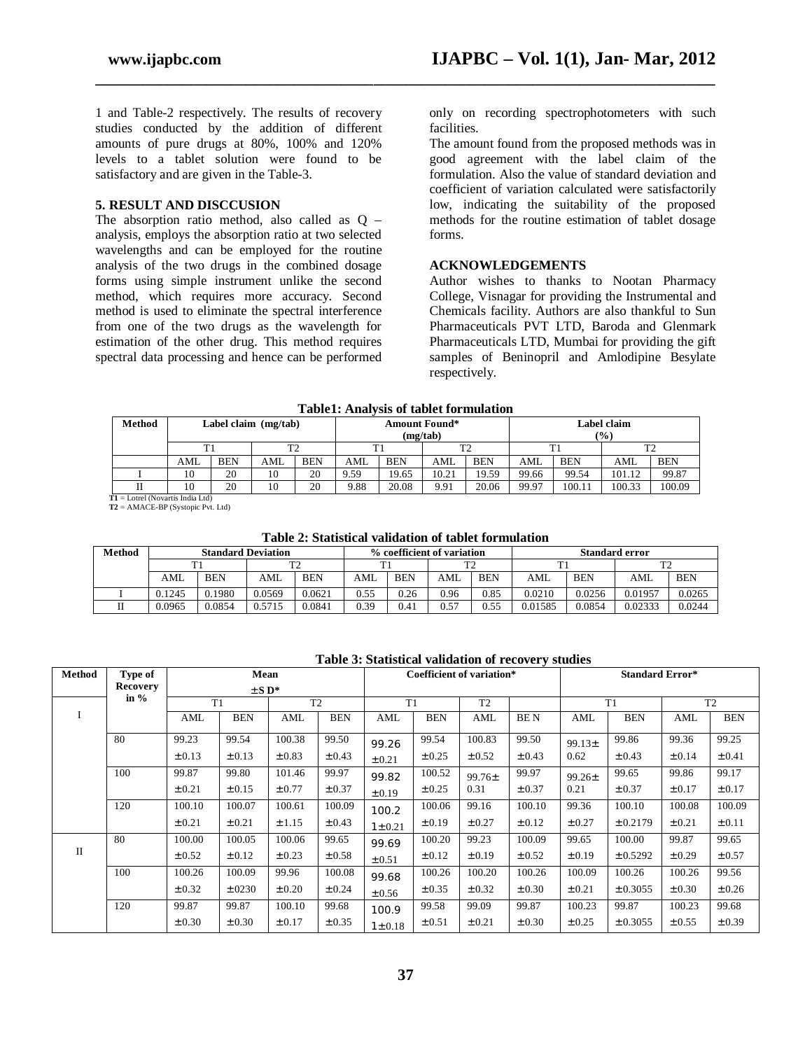1 and Table-2 respectively. The results of recovery studies conducted by the addition of different amounts of pure drugs at 80%, 100% and 120% levels to a tablet solution were found to be satisfactory and are given in the Table-3.

## 5. RESULT AND DISCCUSION

The absorption ratio method, also called as Q – analysis, employs the absorption ratio at two selected wavelengths and can be employed for the routine analysis of the two drugs in the combined dosage forms using simple instrument unlike the second method, which requires more accuracy. Second method is used to eliminate the spectral interference from one of the two drugs as the wavelength for estimation of the other drug. This method requires spectral data processing and hence can be performed only on recording spectrophotometers with such facilities.

The amount found from the proposed methods was in good agreement with the label claim of the formulation. Also the value of standard deviation and coefficient of variation calculated were satisfactorily low, indicating the suitability of the proposed methods for the routine estimation of tablet dosage forms.

## ACKNOWLEDGEMENTS

Author wishes to thanks to Nootan Pharmacy College, Visnagar for providing the Instrumental and Chemicals facility. Authors are also thankful to Sun Pharmaceuticals PVT LTD, Baroda and Glenmark Pharmaceuticals LTD, Mumbai for providing the gift samples of Beninopril and Amlodipine Besylate respectively.

**Table1: Analysis of tablet formulation**

| Method | Label claim (mg/tab) | | | | Amount Found* (mg/tab) | | | | Label claim (%) | | | |
|---|---|---|---|---|---|---|---|---|---|---|---|---|
| | T1 | | T2 | | T1 | | T2 | | T1 | | T2 | |
| | AML | BEN | AML | BEN | AML | BEN | AML | BEN | AML | BEN | AML | BEN |
| I | 10 | 20 | 10 | 20 | 9.59 | 19.65 | 10.21 | 19.59 | 99.66 | 99.54 | 101.12 | 99.87 |
| II | 10 | 20 | 10 | 20 | 9.88 | 20.08 | 9.91 | 20.06 | 99.97 | 100.11 | 100.33 | 100.09 |

**T1** = Lotrel (Novartis India Ltd)
**T2** = AMACE-BP (Systopic Pvt. Ltd)

**Table 2: Statistical validation of tablet formulation**

| Method | Standard Deviation | | | | % coefficient of variation | | | | Standard error | | | |
|---|---|---|---|---|---|---|---|---|---|---|---|---|
| | T1 | | T2 | | T1 | | T2 | | T1 | | T2 | |
| | AML | BEN | AML | BEN | AML | BEN | AML | BEN | AML | BEN | AML | BEN |
| I | 0.1245 | 0.1980 | 0.0569 | 0.0621 | 0.55 | 0.26 | 0.96 | 0.85 | 0.0210 | 0.0256 | 0.01957 | 0.0265 |
| II | 0.0965 | 0.0854 | 0.5715 | 0.0841 | 0.39 | 0.41 | 0.57 | 0.55 | 0.01585 | 0.0854 | 0.02333 | 0.0244 |

**Table 3: Statistical validation of recovery studies**

| Method | Type of Recovery in % | Mean ±S D* | | | | Coefficient of variation* | | | | Standard Error* | | | |
|---|---|---|---|---|---|---|---|---|---|---|---|---|---|
| | | T1 | | T2 | | T1 | | T2 | | T1 | | T2 | |
| I | | AML | BEN | AML | BEN | AML | BEN | AML | BE N | AML | BEN | AML | BEN |
| | 80 | 99.23 ±0.13 | 99.54 ±0.13 | 100.38 ±0.83 | 99.50 ±0.43 | 99.26 ±0.21 | 99.54 ±0.25 | 100.83 ±0.52 | 99.50 ±0.43 | 99.13± 0.62 | 99.86 ±0.43 | 99.36 ±0.14 | 99.25 ±0.41 |
| | 100 | 99.87 ±0.21 | 99.80 ±0.15 | 101.46 ±0.77 | 99.97 ±0.37 | 99.82 ±0.19 | 100.52 ±0.25 | 99.76± 0.31 | 99.97 ±0.37 | 99.26± 0.21 | 99.65 ±0.37 | 99.86 ±0.17 | 99.17 ±0.17 |
| | 120 | 100.10 ±0.21 | 100.07 ±0.21 | 100.61 ±1.15 | 100.09 ±0.43 | 100.2 1±0.21 | 100.06 ±0.19 | 99.16 ±0.27 | 100.10 ±0.12 | 99.36 ±0.27 | 100.10 ±0.2179 | 100.08 ±0.21 | 100.09 ±0.11 |
| II | 80 | 100.00 ±0.52 | 100.05 ±0.12 | 100.06 ±0.23 | 99.65 ±0.58 | 99.69 ±0.51 | 100.20 ±0.12 | 99.23 ±0.19 | 100.09 ±0.52 | 99.65 ±0.19 | 100.00 ±0.5292 | 99.87 ±0.29 | 99.65 ±0.57 |
| | 100 | 100.26 ±0.32 | 100.09 ±0230 | 99.96 ±0.20 | 100.08 ±0.24 | 99.68 ±0.56 | 100.26 ±0.35 | 100.20 ±0.32 | 100.26 ±0.30 | 100.09 ±0.21 | 100.26 ±0.3055 | 100.26 ±0.30 | 99.56 ±0.26 |
| | 120 | 99.87 ±0.30 | 99.87 ±0.30 | 100.10 ±0.17 | 99.68 ±0.35 | 100.9 1±0.18 | 99.58 ±0.51 | 99.09 ±0.21 | 99.87 ±0.30 | 100.23 ±0.25 | 99.87 ±0.3055 | 100.23 ±0.55 | 99.68 ±0.39 |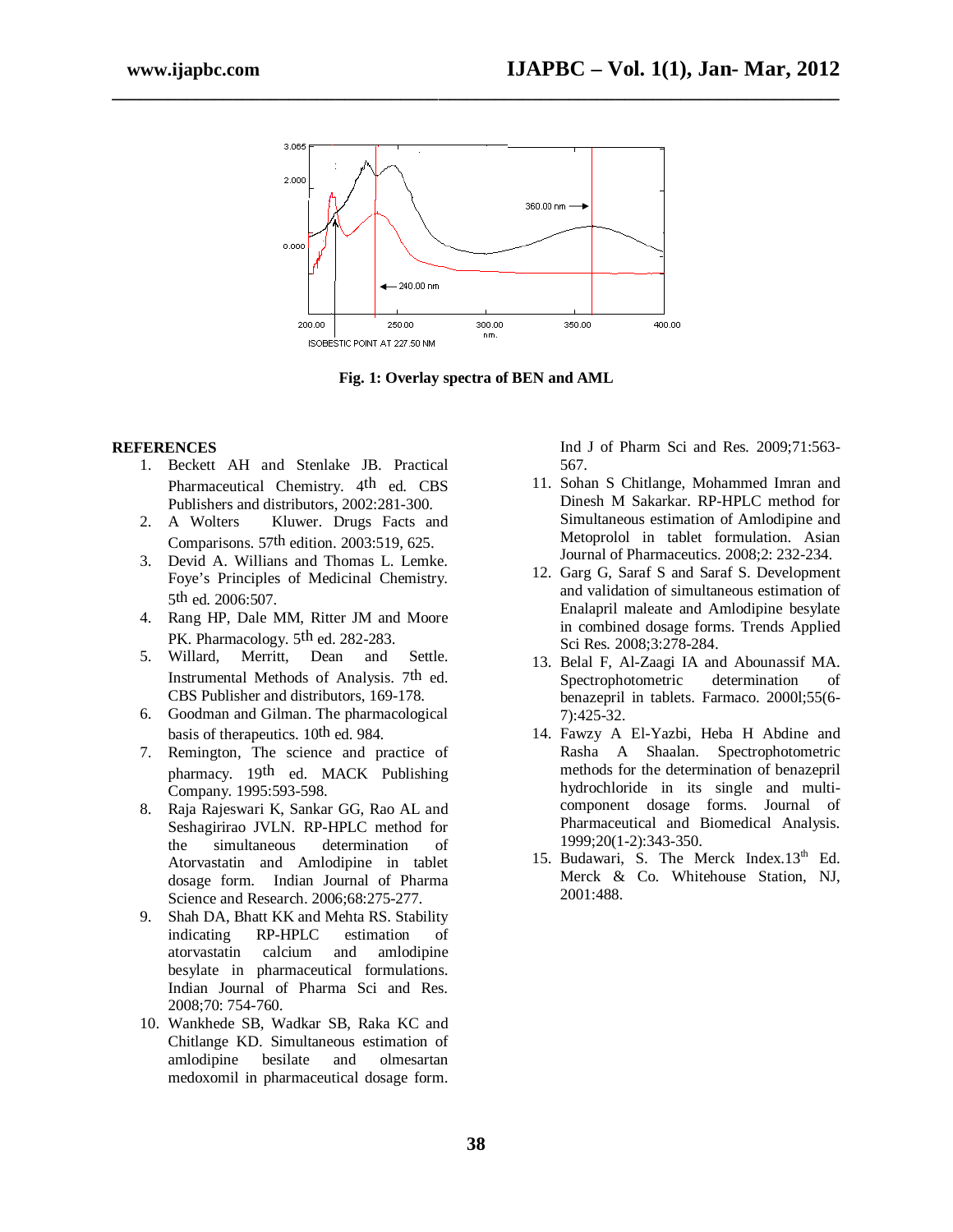3.065

2.000

0.000

360.00 nm

240.00 nm

200.00

250.00

300.00

nm.

350.00

400.00

ISOBESTIC POINT AT 227.50 NM

**Fig. 1: Overlay spectra of BEN and AML**

## REFERENCES

1. Beckett AH and Stenlake JB. Practical Pharmaceutical Chemistry. 4th ed. CBS Publishers and distributors, 2002:281-300.
2. A Wolters Kluwer. Drugs Facts and Comparisons. 57th edition. 2003:519, 625.
3. Devid A. Willians and Thomas L. Lemke. Foye's Principles of Medicinal Chemistry. 5th ed. 2006:507.
4. Rang HP, Dale MM, Ritter JM and Moore PK. Pharmacology. 5th ed. 282-283.
5. Willard, Merritt, Dean and Settle. Instrumental Methods of Analysis. 7th ed. CBS Publisher and distributors, 169-178.
6. Goodman and Gilman. The pharmacological basis of therapeutics. 10th ed. 984.
7. Remington, The science and practice of pharmacy. 19th ed. MACK Publishing Company. 1995:593-598.
8. Raja Rajeswari K, Sankar GG, Rao AL and Seshagirirao JVLN. RP-HPLC method for the simultaneous determination of Atorvastatin and Amlodipine in tablet dosage form. Indian Journal of Pharma Science and Research. 2006;68:275-277.
9. Shah DA, Bhatt KK and Mehta RS. Stability indicating RP-HPLC estimation of atorvastatin calcium and amlodipine besylate in pharmaceutical formulations. Indian Journal of Pharma Sci and Res. 2008;70: 754-760.
10. Wankhede SB, Wadkar SB, Raka KC and Chitlange KD. Simultaneous estimation of amlodipine besilate and olmesartan medoxomil in pharmaceutical dosage form. Ind J of Pharm Sci and Res. 2009;71:563-567.
11. Sohan S Chitlange, Mohammed Imran and Dinesh M Sakarkar. RP-HPLC method for Simultaneous estimation of Amlodipine and Metoprolol in tablet formulation. Asian Journal of Pharmaceutics. 2008;2: 232-234.
12. Garg G, Saraf S and Saraf S. Development and validation of simultaneous estimation of Enalapril maleate and Amlodipine besylate in combined dosage forms. Trends Applied Sci Res. 2008;3:278-284.
13. Belal F, Al-Zaagi IA and Abounassif MA. Spectrophotometric determination of benazepril in tablets. Farmaco. 2000l;55(6-7):425-32.
14. Fawzy A El-Yazbi, Heba H Abdine and Rasha A Shaalan. Spectrophotometric methods for the determination of benazepril hydrochloride in its single and multi-component dosage forms. Journal of Pharmaceutical and Biomedical Analysis. 1999;20(1-2):343-350.
15. Budawari, S. The Merck Index.13th Ed. Merck & Co. Whitehouse Station, NJ, 2001:488.